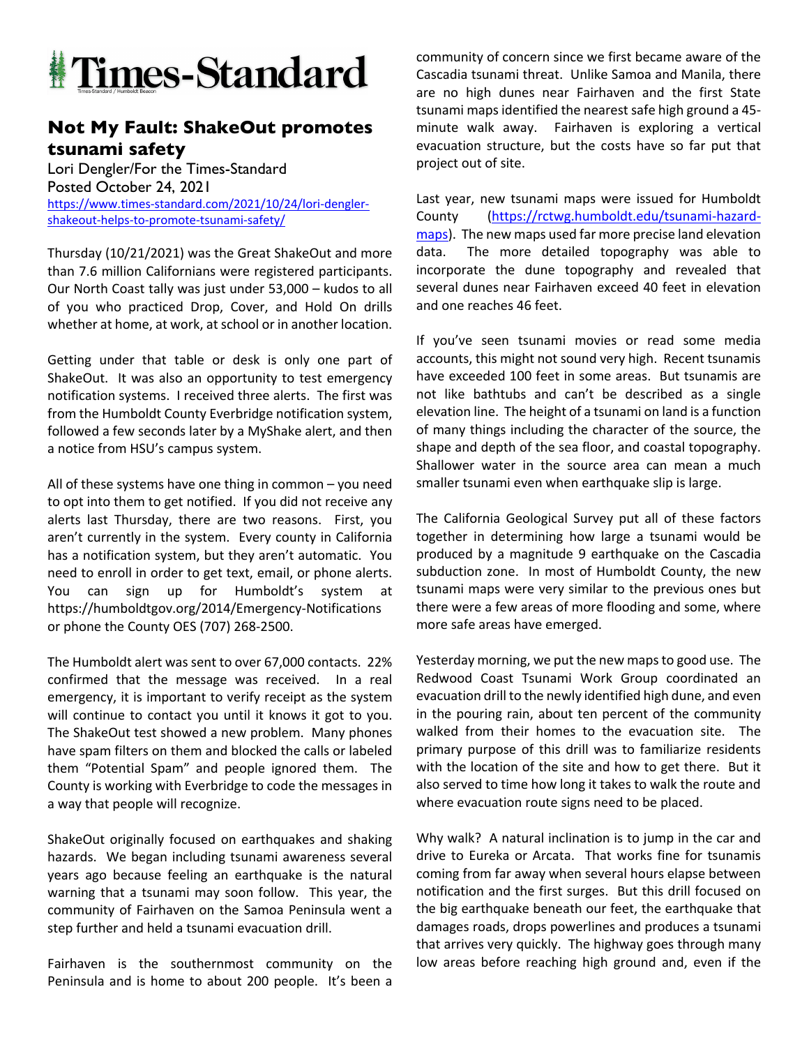Times-Standard

# Not My Fault: ShakeOut promotes tsunami safety

Lori Dengler/For the Times-Standard
Posted October 24, 2021
https://www.times-standard.com/2021/10/24/lori-dengler-shakeout-helps-to-promote-tsunami-safety/

Thursday (10/21/2021) was the Great ShakeOut and more than 7.6 million Californians were registered participants. Our North Coast tally was just under 53,000 – kudos to all of you who practiced Drop, Cover, and Hold On drills whether at home, at work, at school or in another location.

Getting under that table or desk is only one part of ShakeOut. It was also an opportunity to test emergency notification systems. I received three alerts. The first was from the Humboldt County Everbridge notification system, followed a few seconds later by a MyShake alert, and then a notice from HSU's campus system.

All of these systems have one thing in common – you need to opt into them to get notified. If you did not receive any alerts last Thursday, there are two reasons. First, you aren't currently in the system. Every county in California has a notification system, but they aren't automatic. You need to enroll in order to get text, email, or phone alerts. You can sign up for Humboldt's system at https://humboldtgov.org/2014/Emergency-Notifications or phone the County OES (707) 268-2500.

The Humboldt alert was sent to over 67,000 contacts. 22% confirmed that the message was received. In a real emergency, it is important to verify receipt as the system will continue to contact you until it knows it got to you. The ShakeOut test showed a new problem. Many phones have spam filters on them and blocked the calls or labeled them "Potential Spam" and people ignored them. The County is working with Everbridge to code the messages in a way that people will recognize.

ShakeOut originally focused on earthquakes and shaking hazards. We began including tsunami awareness several years ago because feeling an earthquake is the natural warning that a tsunami may soon follow. This year, the community of Fairhaven on the Samoa Peninsula went a step further and held a tsunami evacuation drill.

Fairhaven is the southernmost community on the Peninsula and is home to about 200 people. It's been a community of concern since we first became aware of the Cascadia tsunami threat. Unlike Samoa and Manila, there are no high dunes near Fairhaven and the first State tsunami maps identified the nearest safe high ground a 45-minute walk away. Fairhaven is exploring a vertical evacuation structure, but the costs have so far put that project out of site.

Last year, new tsunami maps were issued for Humboldt County (https://rctwg.humboldt.edu/tsunami-hazard-maps). The new maps used far more precise land elevation data. The more detailed topography was able to incorporate the dune topography and revealed that several dunes near Fairhaven exceed 40 feet in elevation and one reaches 46 feet.

If you've seen tsunami movies or read some media accounts, this might not sound very high. Recent tsunamis have exceeded 100 feet in some areas. But tsunamis are not like bathtubs and can't be described as a single elevation line. The height of a tsunami on land is a function of many things including the character of the source, the shape and depth of the sea floor, and coastal topography. Shallower water in the source area can mean a much smaller tsunami even when earthquake slip is large.

The California Geological Survey put all of these factors together in determining how large a tsunami would be produced by a magnitude 9 earthquake on the Cascadia subduction zone. In most of Humboldt County, the new tsunami maps were very similar to the previous ones but there were a few areas of more flooding and some, where more safe areas have emerged.

Yesterday morning, we put the new maps to good use. The Redwood Coast Tsunami Work Group coordinated an evacuation drill to the newly identified high dune, and even in the pouring rain, about ten percent of the community walked from their homes to the evacuation site. The primary purpose of this drill was to familiarize residents with the location of the site and how to get there. But it also served to time how long it takes to walk the route and where evacuation route signs need to be placed.

Why walk? A natural inclination is to jump in the car and drive to Eureka or Arcata. That works fine for tsunamis coming from far away when several hours elapse between notification and the first surges. But this drill focused on the big earthquake beneath our feet, the earthquake that damages roads, drops powerlines and produces a tsunami that arrives very quickly. The highway goes through many low areas before reaching high ground and, even if the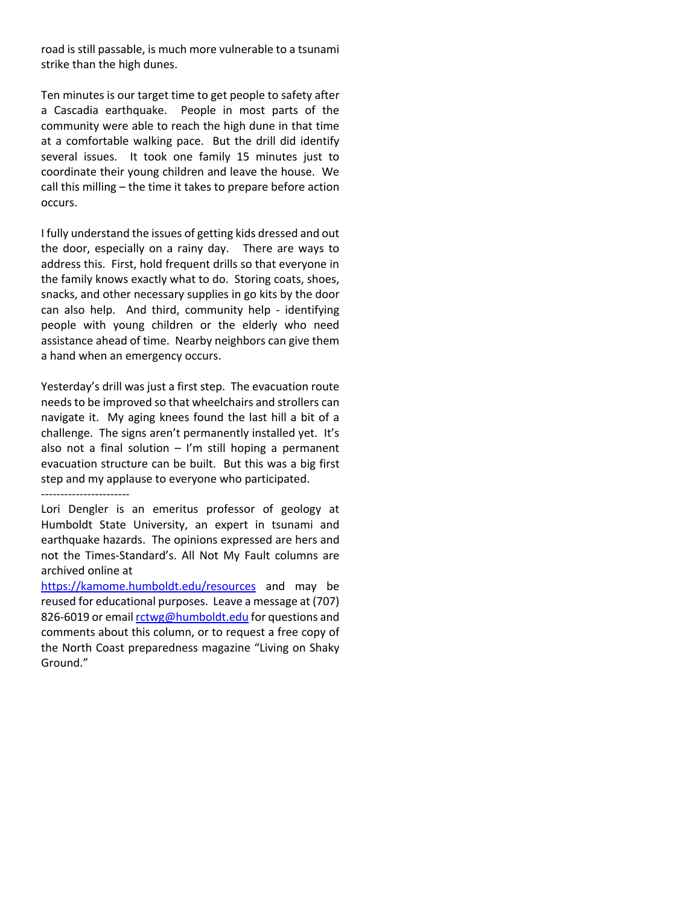road is still passable, is much more vulnerable to a tsunami strike than the high dunes.

Ten minutes is our target time to get people to safety after a Cascadia earthquake. People in most parts of the community were able to reach the high dune in that time at a comfortable walking pace. But the drill did identify several issues. It took one family 15 minutes just to coordinate their young children and leave the house. We call this milling – the time it takes to prepare before action occurs.

I fully understand the issues of getting kids dressed and out the door, especially on a rainy day. There are ways to address this. First, hold frequent drills so that everyone in the family knows exactly what to do. Storing coats, shoes, snacks, and other necessary supplies in go kits by the door can also help. And third, community help - identifying people with young children or the elderly who need assistance ahead of time. Nearby neighbors can give them a hand when an emergency occurs.

Yesterday's drill was just a first step. The evacuation route needs to be improved so that wheelchairs and strollers can navigate it. My aging knees found the last hill a bit of a challenge. The signs aren't permanently installed yet. It's also not a final solution – I'm still hoping a permanent evacuation structure can be built. But this was a big first step and my applause to everyone who participated.

-----------------------

Lori Dengler is an emeritus professor of geology at Humboldt State University, an expert in tsunami and earthquake hazards. The opinions expressed are hers and not the Times-Standard's. All Not My Fault columns are archived online at https://kamome.humboldt.edu/resources and may be reused for educational purposes. Leave a message at (707) 826-6019 or email rctwg@humboldt.edu for questions and comments about this column, or to request a free copy of the North Coast preparedness magazine "Living on Shaky Ground."